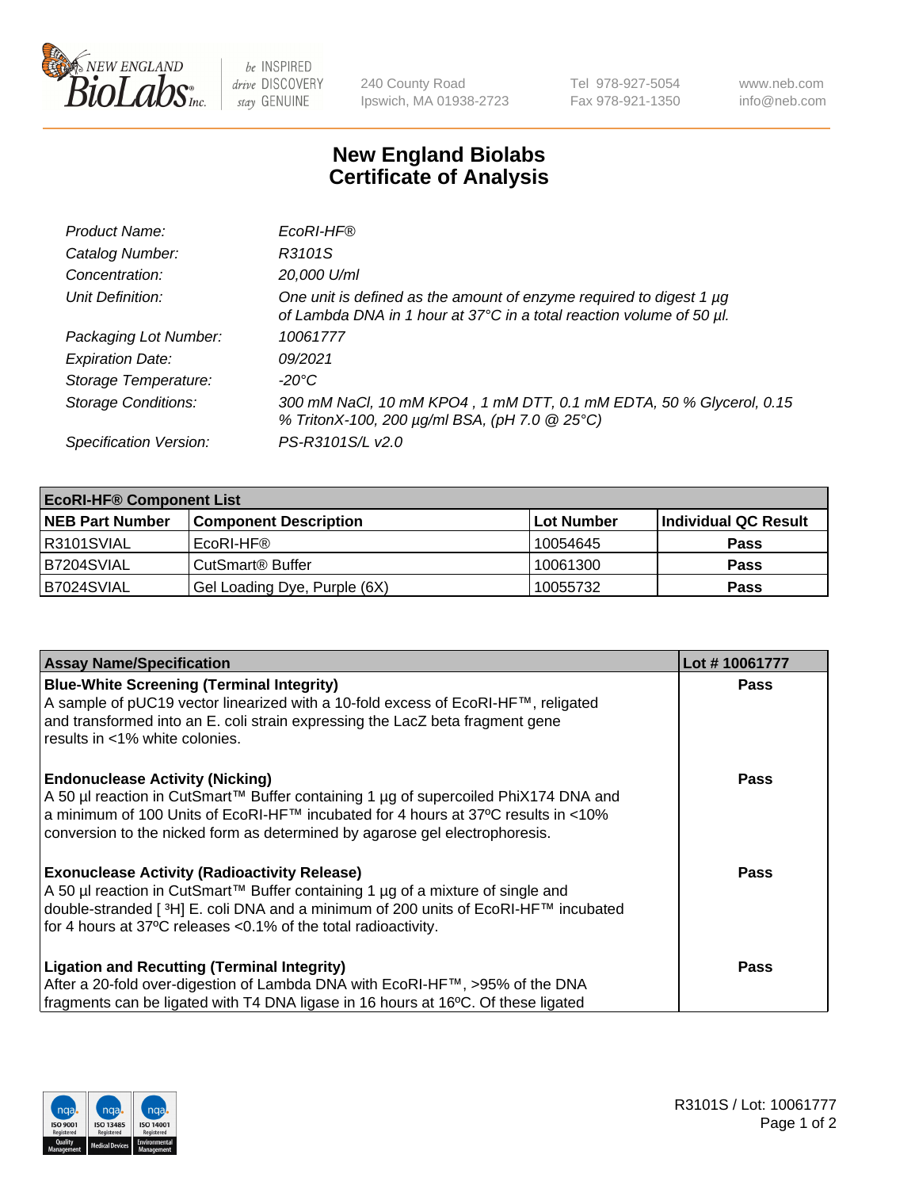# New England Biolabs Certificate of Analysis

| | |
|---|---|
| *Product Name:* | *EcoRI-HF®* |
| *Catalog Number:* | *R3101S* |
| *Concentration:* | *20,000 U/ml* |
| *Unit Definition:* | *One unit is defined as the amount of enzyme required to digest 1 µg of Lambda DNA in 1 hour at 37°C in a total reaction volume of 50 µl.* |
| *Packaging Lot Number:* | *10061777* |
| *Expiration Date:* | *09/2021* |
| *Storage Temperature:* | *-20°C* |
| *Storage Conditions:* | *300 mM NaCl, 10 mM KPO4 , 1 mM DTT, 0.1 mM EDTA, 50 % Glycerol, 0.15 % TritonX-100, 200 µg/ml BSA, (pH 7.0 @ 25°C)* |
| *Specification Version:* | *PS-R3101S/L v2.0* |

| EcoRI-HF® Component List | | | |
|---|---|---|---|
| **NEB Part Number** | **Component Description** | **Lot Number** | **Individual QC Result** |
| R3101SVIAL | EcoRI-HF® | 10054645 | **Pass** |
| B7204SVIAL | CutSmart® Buffer | 10061300 | **Pass** |
| B7024SVIAL | Gel Loading Dye, Purple (6X) | 10055732 | **Pass** |

| Assay Name/Specification | Lot # 10061777 |
|---|---|
| **Blue-White Screening (Terminal Integrity)**<br>A sample of pUC19 vector linearized with a 10-fold excess of EcoRI-HF™, religated and transformed into an E. coli strain expressing the LacZ beta fragment gene results in <1% white colonies. | **Pass** |
| **Endonuclease Activity (Nicking)**<br>A 50 µl reaction in CutSmart™ Buffer containing 1 µg of supercoiled PhiX174 DNA and a minimum of 100 Units of EcoRI-HF™ incubated for 4 hours at 37ºC results in <10% conversion to the nicked form as determined by agarose gel electrophoresis. | **Pass** |
| **Exonuclease Activity (Radioactivity Release)**<br>A 50 µl reaction in CutSmart™ Buffer containing 1 µg of a mixture of single and double-stranded [ $^{3}$H] E. coli DNA and a minimum of 200 units of EcoRI-HF™ incubated for 4 hours at 37ºC releases <0.1% of the total radioactivity. | **Pass** |
| **Ligation and Recutting (Terminal Integrity)**<br>After a 20-fold over-digestion of Lambda DNA with EcoRI-HF™, >95% of the DNA fragments can be ligated with T4 DNA ligase in 16 hours at 16ºC. Of these ligated | **Pass** |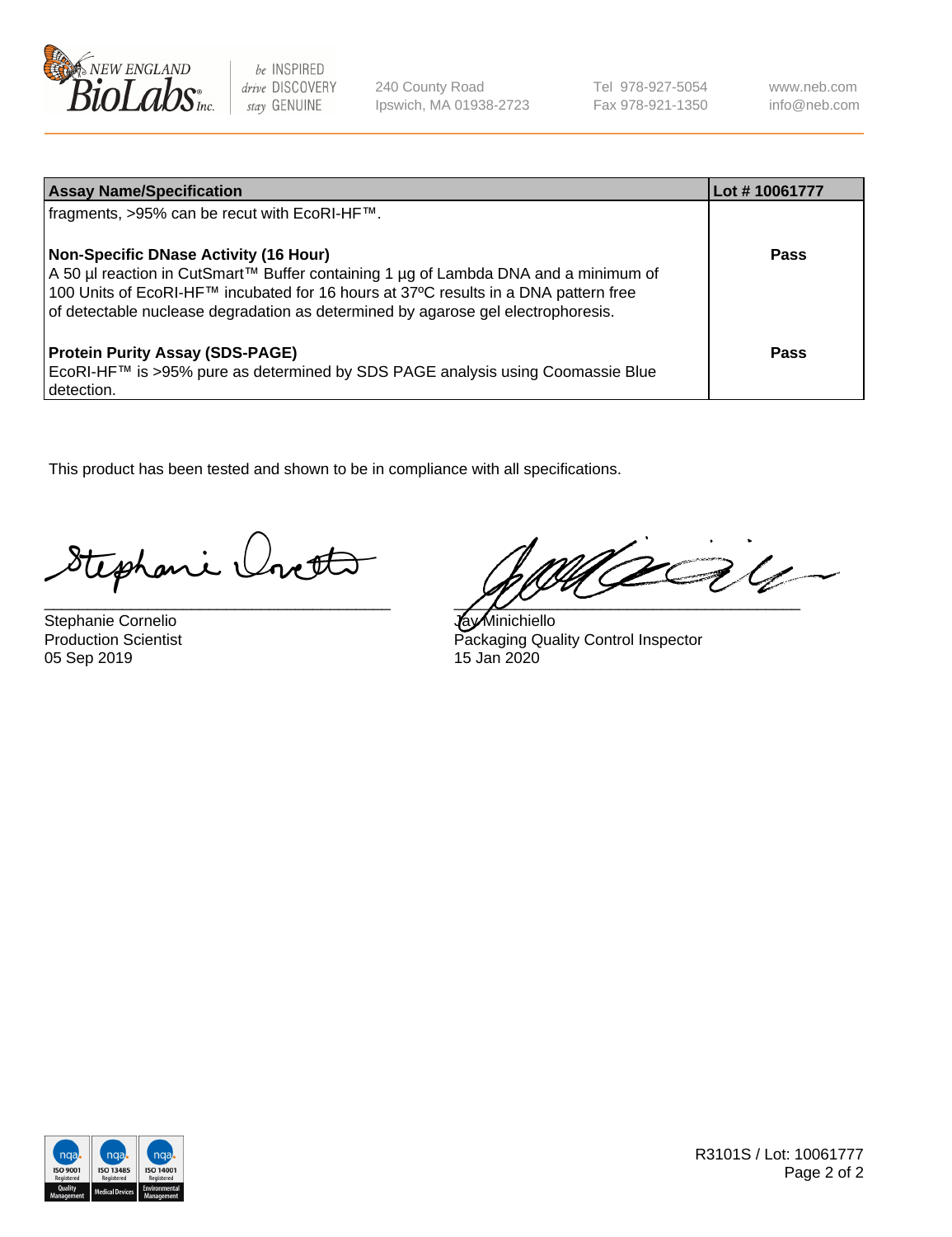| Assay Name/Specification | Lot # 10061777 |
|---|---|
| fragments, >95% can be recut with EcoRI-HF™. | |
| **Non-Specific DNase Activity (16 Hour)**<br>A 50 µl reaction in CutSmart™ Buffer containing 1 µg of Lambda DNA and a minimum of 100 Units of EcoRI-HF™ incubated for 16 hours at 37ºC results in a DNA pattern free of detectable nuclease degradation as determined by agarose gel electrophoresis. | **Pass** |
| **Protein Purity Assay (SDS-PAGE)**<br>EcoRI-HF™ is >95% pure as determined by SDS PAGE analysis using Coomassie Blue detection. | **Pass** |

This product has been tested and shown to be in compliance with all specifications.

Stephanie Cornelio
Production Scientist
05 Sep 2019

Jay Minichiello
Packaging Quality Control Inspector
15 Jan 2020

R3101S / Lot: 10061777